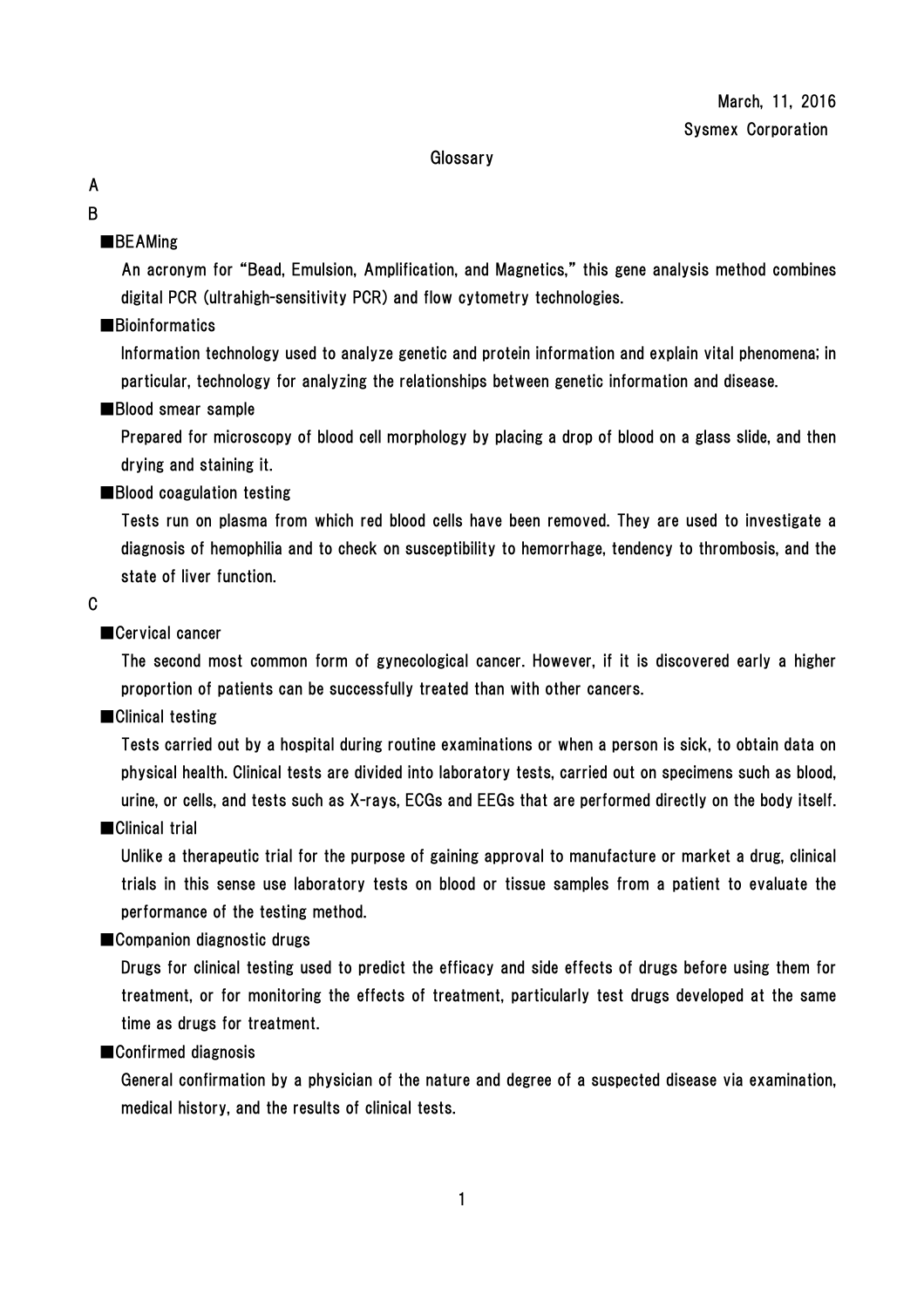March, 11, 2016

Sysmex Corporation

# Glossary

## A

## B

### ■BEAMing

An acronym for "Bead, Emulsion, Amplification, and Magnetics," this gene analysis method combines digital PCR (ultrahigh-sensitivity PCR) and flow cytometry technologies.

### ■Bioinformatics

Information technology used to analyze genetic and protein information and explain vital phenomena; in particular, technology for analyzing the relationships between genetic information and disease.

### ■Blood smear sample

Prepared for microscopy of blood cell morphology by placing a drop of blood on a glass slide, and then drying and staining it.

### ■Blood coagulation testing

Tests run on plasma from which red blood cells have been removed. They are used to investigate a diagnosis of hemophilia and to check on susceptibility to hemorrhage, tendency to thrombosis, and the state of liver function.

## C

### ■Cervical cancer

The second most common form of gynecological cancer. However, if it is discovered early a higher proportion of patients can be successfully treated than with other cancers.

### ■Clinical testing

Tests carried out by a hospital during routine examinations or when a person is sick, to obtain data on physical health. Clinical tests are divided into laboratory tests, carried out on specimens such as blood, urine, or cells, and tests such as X-rays, ECGs and EEGs that are performed directly on the body itself.

### ■Clinical trial

Unlike a therapeutic trial for the purpose of gaining approval to manufacture or market a drug, clinical trials in this sense use laboratory tests on blood or tissue samples from a patient to evaluate the performance of the testing method.

### ■Companion diagnostic drugs

Drugs for clinical testing used to predict the efficacy and side effects of drugs before using them for treatment, or for monitoring the effects of treatment, particularly test drugs developed at the same time as drugs for treatment.

### ■Confirmed diagnosis

General confirmation by a physician of the nature and degree of a suspected disease via examination, medical history, and the results of clinical tests.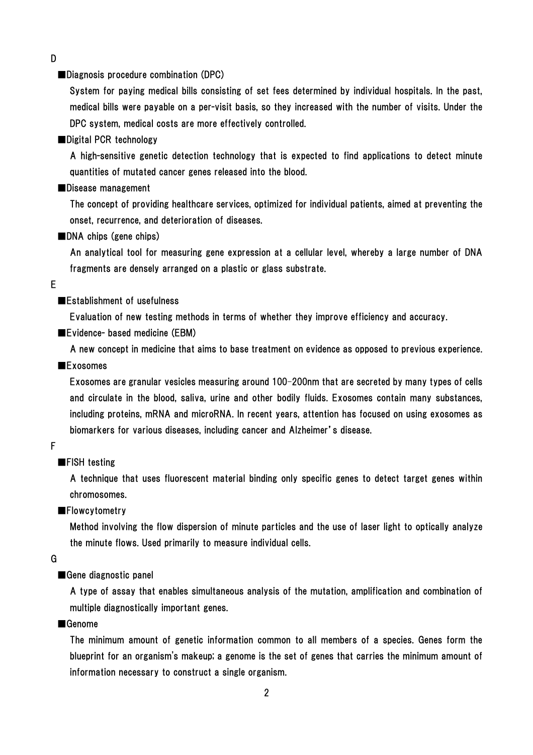## D

**■Diagnosis procedure combination (DPC)**

System for paying medical bills consisting of set fees determined by individual hospitals. In the past, medical bills were payable on a per-visit basis, so they increased with the number of visits. Under the DPC system, medical costs are more effectively controlled.

**■Digital PCR technology**

A high-sensitive genetic detection technology that is expected to find applications to detect minute quantities of mutated cancer genes released into the blood.

**■Disease management**

The concept of providing healthcare services, optimized for individual patients, aimed at preventing the onset, recurrence, and deterioration of diseases.

**■DNA chips (gene chips)**

An analytical tool for measuring gene expression at a cellular level, whereby a large number of DNA fragments are densely arranged on a plastic or glass substrate.

## E

**■Establishment of usefulness**

Evaluation of new testing methods in terms of whether they improve efficiency and accuracy.

**■Evidence- based medicine (EBM)**

A new concept in medicine that aims to base treatment on evidence as opposed to previous experience.

**■Exosomes**

Exosomes are granular vesicles measuring around 100-200nm that are secreted by many types of cells and circulate in the blood, saliva, urine and other bodily fluids. Exosomes contain many substances, including proteins, mRNA and microRNA. In recent years, attention has focused on using exosomes as biomarkers for various diseases, including cancer and Alzheimer's disease.

## F

**■FISH testing**

A technique that uses fluorescent material binding only specific genes to detect target genes within chromosomes.

**■Flowcytometry**

Method involving the flow dispersion of minute particles and the use of laser light to optically analyze the minute flows. Used primarily to measure individual cells.

## G

**■Gene diagnostic panel**

A type of assay that enables simultaneous analysis of the mutation, amplification and combination of multiple diagnostically important genes.

**■Genome**

The minimum amount of genetic information common to all members of a species. Genes form the blueprint for an organism's makeup; a genome is the set of genes that carries the minimum amount of information necessary to construct a single organism.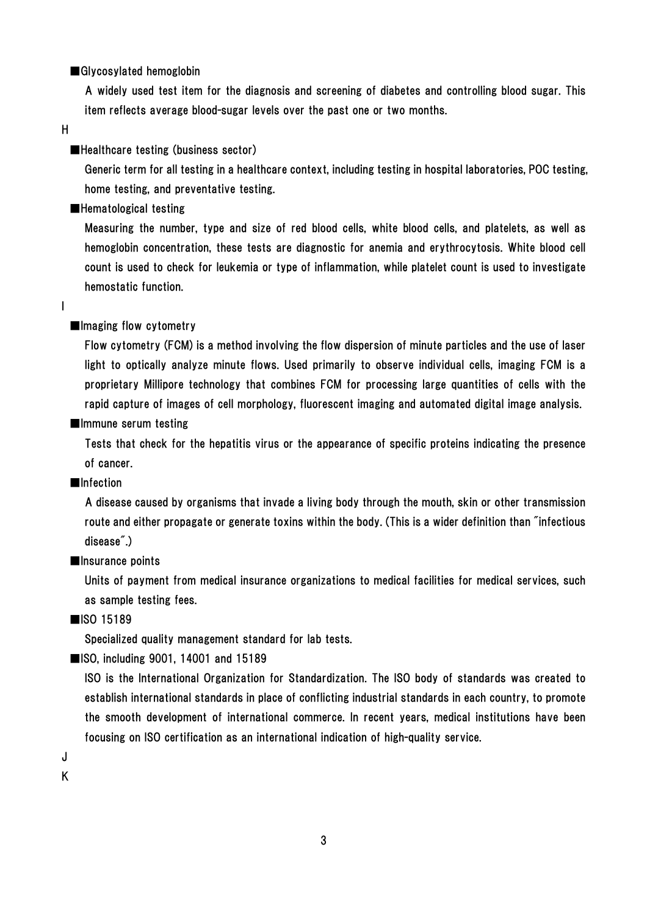■Glycosylated hemoglobin

A widely used test item for the diagnosis and screening of diabetes and controlling blood sugar. This item reflects average blood-sugar levels over the past one or two months.

H

■Healthcare testing (business sector)

Generic term for all testing in a healthcare context, including testing in hospital laboratories, POC testing, home testing, and preventative testing.

■Hematological testing

Measuring the number, type and size of red blood cells, white blood cells, and platelets, as well as hemoglobin concentration, these tests are diagnostic for anemia and erythrocytosis. White blood cell count is used to check for leukemia or type of inflammation, while platelet count is used to investigate hemostatic function.

I

■Imaging flow cytometry

Flow cytometry (FCM) is a method involving the flow dispersion of minute particles and the use of laser light to optically analyze minute flows. Used primarily to observe individual cells, imaging FCM is a proprietary Millipore technology that combines FCM for processing large quantities of cells with the rapid capture of images of cell morphology, fluorescent imaging and automated digital image analysis.

■Immune serum testing

Tests that check for the hepatitis virus or the appearance of specific proteins indicating the presence of cancer.

■Infection

A disease caused by organisms that invade a living body through the mouth, skin or other transmission route and either propagate or generate toxins within the body. (This is a wider definition than "infectious disease".)

■Insurance points

Units of payment from medical insurance organizations to medical facilities for medical services, such as sample testing fees.

■ISO 15189

Specialized quality management standard for lab tests.

■ISO, including 9001, 14001 and 15189

ISO is the International Organization for Standardization. The ISO body of standards was created to establish international standards in place of conflicting industrial standards in each country, to promote the smooth development of international commerce. In recent years, medical institutions have been focusing on ISO certification as an international indication of high-quality service.

J

K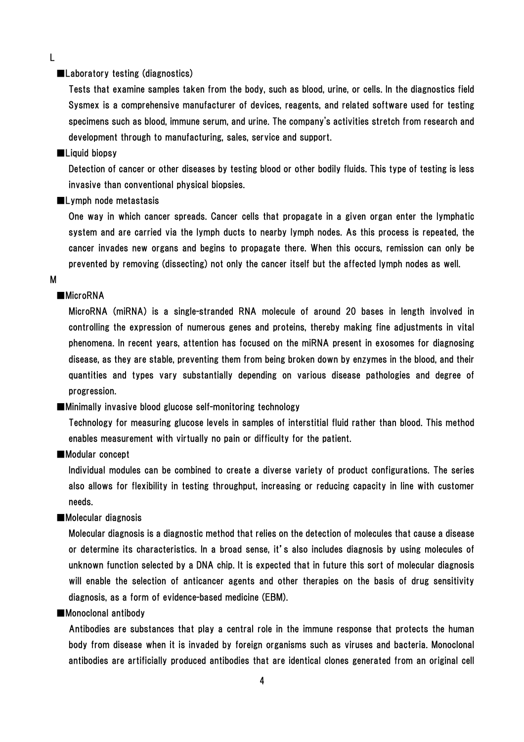## L

### ■Laboratory testing (diagnostics)

Tests that examine samples taken from the body, such as blood, urine, or cells. In the diagnostics field Sysmex is a comprehensive manufacturer of devices, reagents, and related software used for testing specimens such as blood, immune serum, and urine. The company's activities stretch from research and development through to manufacturing, sales, service and support.

### ■Liquid biopsy

Detection of cancer or other diseases by testing blood or other bodily fluids. This type of testing is less invasive than conventional physical biopsies.

### ■Lymph node metastasis

One way in which cancer spreads. Cancer cells that propagate in a given organ enter the lymphatic system and are carried via the lymph ducts to nearby lymph nodes. As this process is repeated, the cancer invades new organs and begins to propagate there. When this occurs, remission can only be prevented by removing (dissecting) not only the cancer itself but the affected lymph nodes as well.

## M

### ■MicroRNA

MicroRNA (miRNA) is a single-stranded RNA molecule of around 20 bases in length involved in controlling the expression of numerous genes and proteins, thereby making fine adjustments in vital phenomena. In recent years, attention has focused on the miRNA present in exosomes for diagnosing disease, as they are stable, preventing them from being broken down by enzymes in the blood, and their quantities and types vary substantially depending on various disease pathologies and degree of progression.

### ■Minimally invasive blood glucose self-monitoring technology

Technology for measuring glucose levels in samples of interstitial fluid rather than blood. This method enables measurement with virtually no pain or difficulty for the patient.

### ■Modular concept

Individual modules can be combined to create a diverse variety of product configurations. The series also allows for flexibility in testing throughput, increasing or reducing capacity in line with customer needs.

### ■Molecular diagnosis

Molecular diagnosis is a diagnostic method that relies on the detection of molecules that cause a disease or determine its characteristics. In a broad sense, it's also includes diagnosis by using molecules of unknown function selected by a DNA chip. It is expected that in future this sort of molecular diagnosis will enable the selection of anticancer agents and other therapies on the basis of drug sensitivity diagnosis, as a form of evidence-based medicine (EBM).

### ■Monoclonal antibody

Antibodies are substances that play a central role in the immune response that protects the human body from disease when it is invaded by foreign organisms such as viruses and bacteria. Monoclonal antibodies are artificially produced antibodies that are identical clones generated from an original cell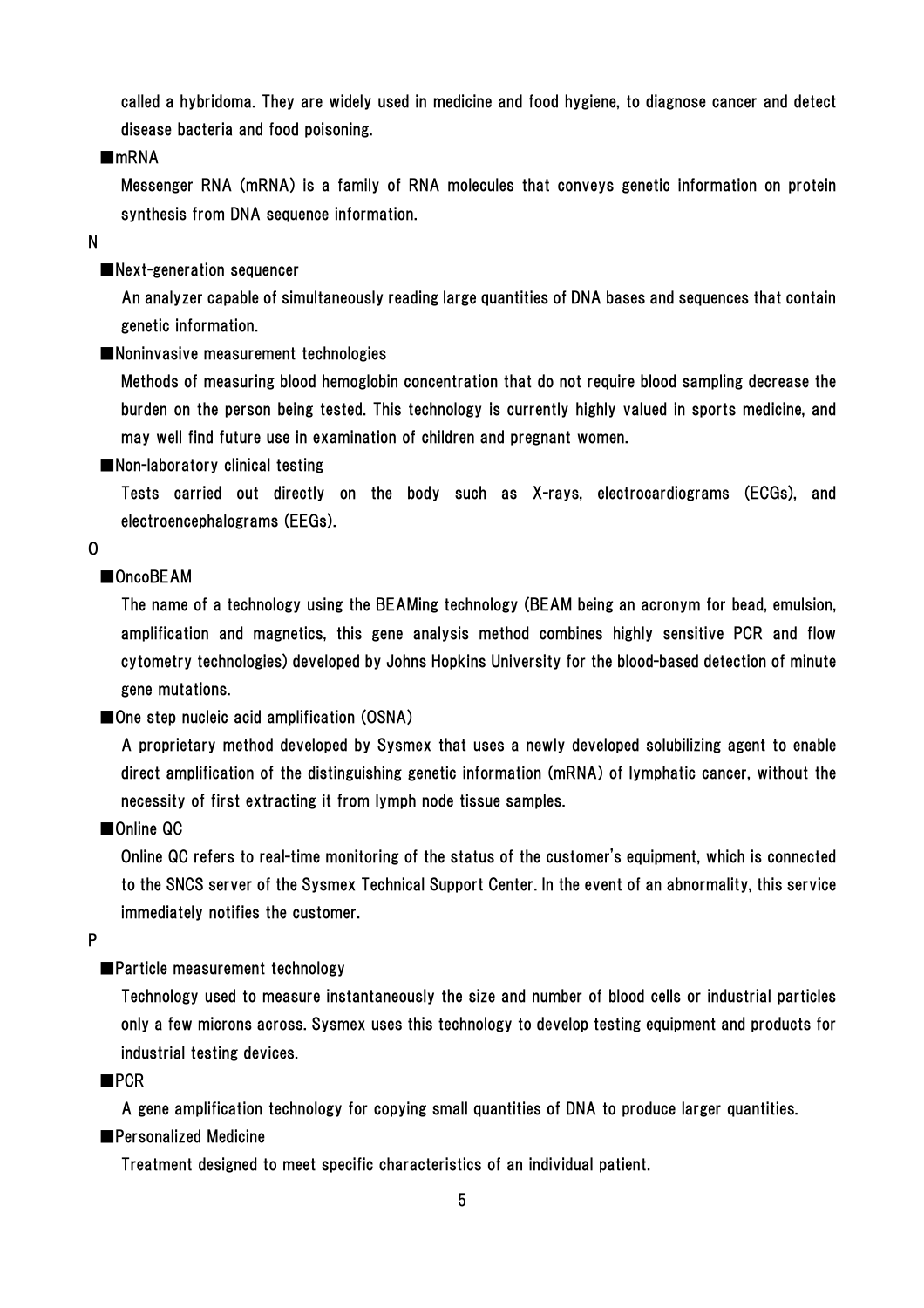called a hybridoma. They are widely used in medicine and food hygiene, to diagnose cancer and detect disease bacteria and food poisoning.

■mRNA

Messenger RNA (mRNA) is a family of RNA molecules that conveys genetic information on protein synthesis from DNA sequence information.

N

■Next-generation sequencer

An analyzer capable of simultaneously reading large quantities of DNA bases and sequences that contain genetic information.

■Noninvasive measurement technologies

Methods of measuring blood hemoglobin concentration that do not require blood sampling decrease the burden on the person being tested. This technology is currently highly valued in sports medicine, and may well find future use in examination of children and pregnant women.

■Non-laboratory clinical testing

Tests carried out directly on the body such as X-rays, electrocardiograms (ECGs), and electroencephalograms (EEGs).

O

■OncoBEAM

The name of a technology using the BEAMing technology (BEAM being an acronym for bead, emulsion, amplification and magnetics, this gene analysis method combines highly sensitive PCR and flow cytometry technologies) developed by Johns Hopkins University for the blood-based detection of minute gene mutations.

■One step nucleic acid amplification (OSNA)

A proprietary method developed by Sysmex that uses a newly developed solubilizing agent to enable direct amplification of the distinguishing genetic information (mRNA) of lymphatic cancer, without the necessity of first extracting it from lymph node tissue samples.

■Online QC

Online QC refers to real-time monitoring of the status of the customer's equipment, which is connected to the SNCS server of the Sysmex Technical Support Center. In the event of an abnormality, this service immediately notifies the customer.

P

■Particle measurement technology

Technology used to measure instantaneously the size and number of blood cells or industrial particles only a few microns across. Sysmex uses this technology to develop testing equipment and products for industrial testing devices.

■PCR

A gene amplification technology for copying small quantities of DNA to produce larger quantities.

■Personalized Medicine

Treatment designed to meet specific characteristics of an individual patient.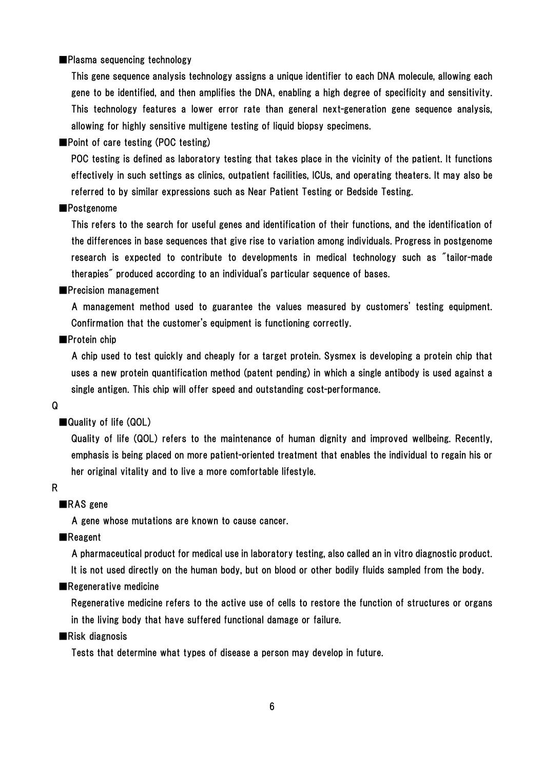■Plasma sequencing technology

This gene sequence analysis technology assigns a unique identifier to each DNA molecule, allowing each gene to be identified, and then amplifies the DNA, enabling a high degree of specificity and sensitivity. This technology features a lower error rate than general next-generation gene sequence analysis, allowing for highly sensitive multigene testing of liquid biopsy specimens.

■Point of care testing (POC testing)

POC testing is defined as laboratory testing that takes place in the vicinity of the patient. It functions effectively in such settings as clinics, outpatient facilities, ICUs, and operating theaters. It may also be referred to by similar expressions such as Near Patient Testing or Bedside Testing.

■Postgenome

This refers to the search for useful genes and identification of their functions, and the identification of the differences in base sequences that give rise to variation among individuals. Progress in postgenome research is expected to contribute to developments in medical technology such as "tailor-made therapies" produced according to an individual's particular sequence of bases.

■Precision management

A management method used to guarantee the values measured by customers' testing equipment. Confirmation that the customer's equipment is functioning correctly.

■Protein chip

A chip used to test quickly and cheaply for a target protein. Sysmex is developing a protein chip that uses a new protein quantification method (patent pending) in which a single antibody is used against a single antigen. This chip will offer speed and outstanding cost-performance.

Q

■Quality of life (QOL)

Quality of life (QOL) refers to the maintenance of human dignity and improved wellbeing. Recently, emphasis is being placed on more patient-oriented treatment that enables the individual to regain his or her original vitality and to live a more comfortable lifestyle.

R

■RAS gene

A gene whose mutations are known to cause cancer.

■Reagent

A pharmaceutical product for medical use in laboratory testing, also called an in vitro diagnostic product. It is not used directly on the human body, but on blood or other bodily fluids sampled from the body.

■Regenerative medicine

Regenerative medicine refers to the active use of cells to restore the function of structures or organs in the living body that have suffered functional damage or failure.

■Risk diagnosis

Tests that determine what types of disease a person may develop in future.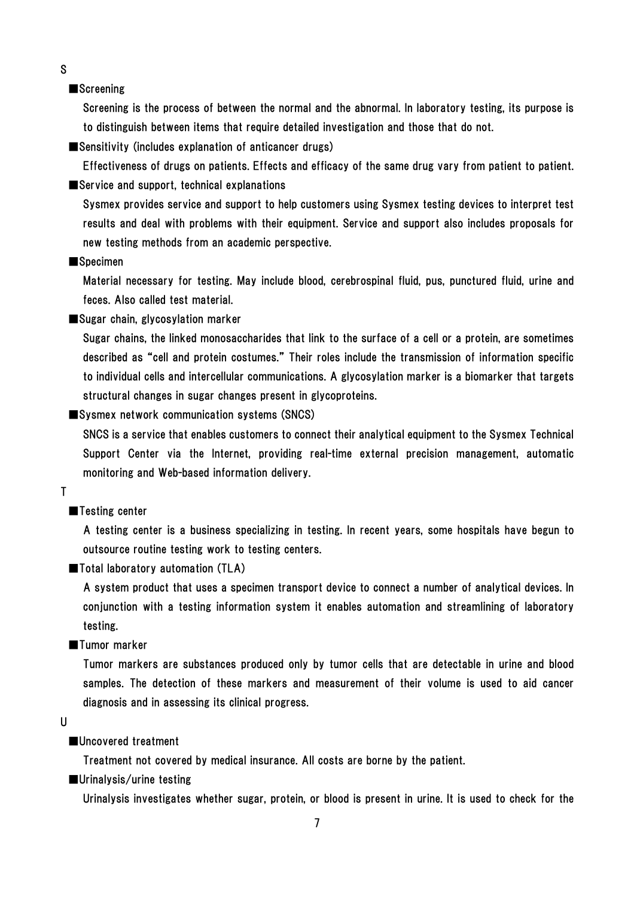## S

### ■Screening

Screening is the process of between the normal and the abnormal. In laboratory testing, its purpose is to distinguish between items that require detailed investigation and those that do not.

### ■Sensitivity (includes explanation of anticancer drugs)

Effectiveness of drugs on patients. Effects and efficacy of the same drug vary from patient to patient.

### ■Service and support, technical explanations

Sysmex provides service and support to help customers using Sysmex testing devices to interpret test results and deal with problems with their equipment. Service and support also includes proposals for new testing methods from an academic perspective.

### ■Specimen

Material necessary for testing. May include blood, cerebrospinal fluid, pus, punctured fluid, urine and feces. Also called test material.

### ■Sugar chain, glycosylation marker

Sugar chains, the linked monosaccharides that link to the surface of a cell or a protein, are sometimes described as "cell and protein costumes." Their roles include the transmission of information specific to individual cells and intercellular communications. A glycosylation marker is a biomarker that targets structural changes in sugar changes present in glycoproteins.

### ■Sysmex network communication systems (SNCS)

SNCS is a service that enables customers to connect their analytical equipment to the Sysmex Technical Support Center via the Internet, providing real-time external precision management, automatic monitoring and Web-based information delivery.

## T

### ■Testing center

A testing center is a business specializing in testing. In recent years, some hospitals have begun to outsource routine testing work to testing centers.

### ■Total laboratory automation (TLA)

A system product that uses a specimen transport device to connect a number of analytical devices. In conjunction with a testing information system it enables automation and streamlining of laboratory testing.

### ■Tumor marker

Tumor markers are substances produced only by tumor cells that are detectable in urine and blood samples. The detection of these markers and measurement of their volume is used to aid cancer diagnosis and in assessing its clinical progress.

## U

### ■Uncovered treatment

Treatment not covered by medical insurance. All costs are borne by the patient.

### ■Urinalysis/urine testing

Urinalysis investigates whether sugar, protein, or blood is present in urine. It is used to check for the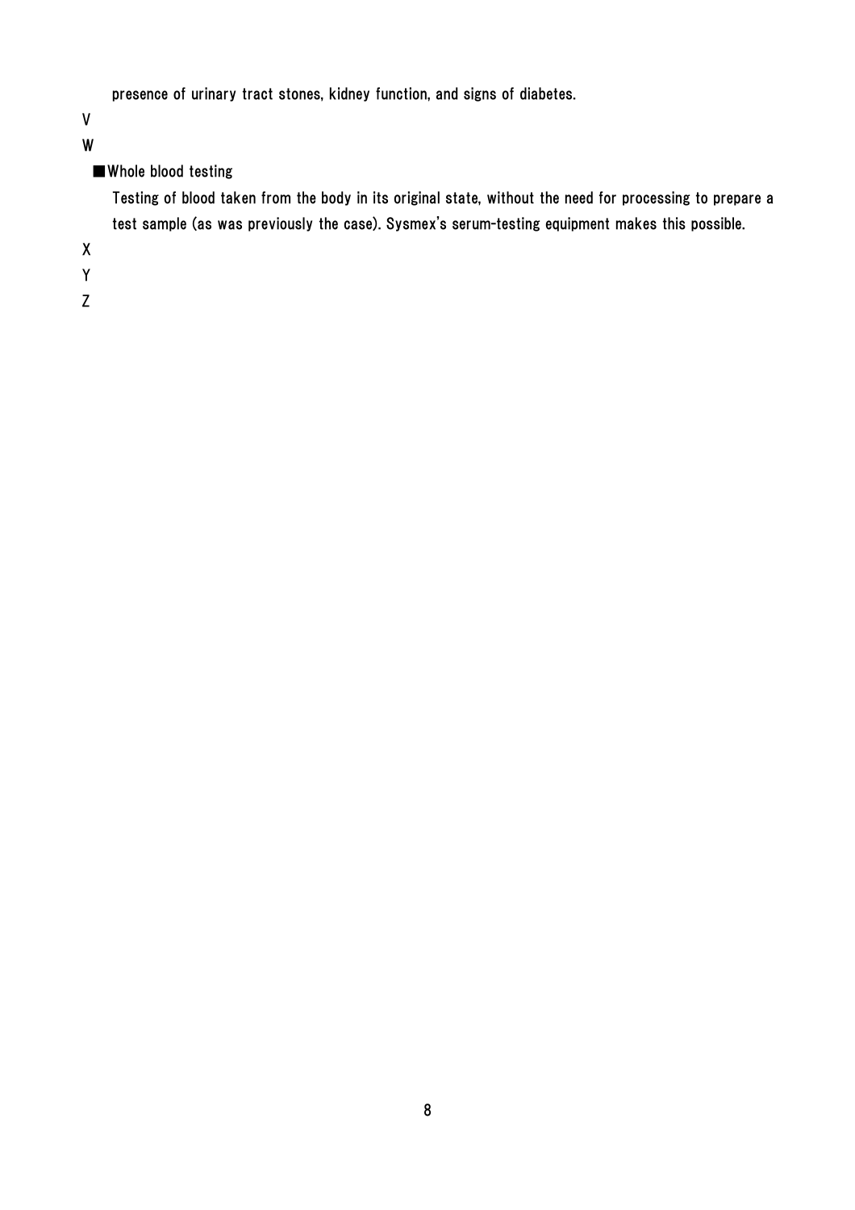presence of urinary tract stones, kidney function, and signs of diabetes.

V

W

■Whole blood testing

Testing of blood taken from the body in its original state, without the need for processing to prepare a test sample (as was previously the case). Sysmex's serum-testing equipment makes this possible.

X

Y

Z